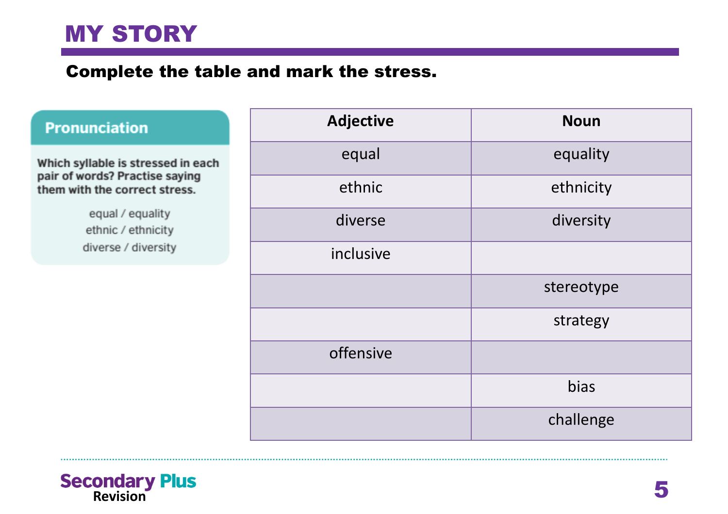# MY STORY

**Complete the table and mark the stress.**

**Pronunciation**

**Which syllable is stressed in each pair of words? Practise saying them with the correct stress.**

equal / equality
ethnic / ethnicity
diverse / diversity

| Adjective | Noun |
| --- | --- |
| equal | equality |
| ethnic | ethnicity |
| diverse | diversity |
| inclusive | |
| | stereotype |
| | strategy |
| offensive | |
| | bias |
| | challenge |

Secondary Plus Revision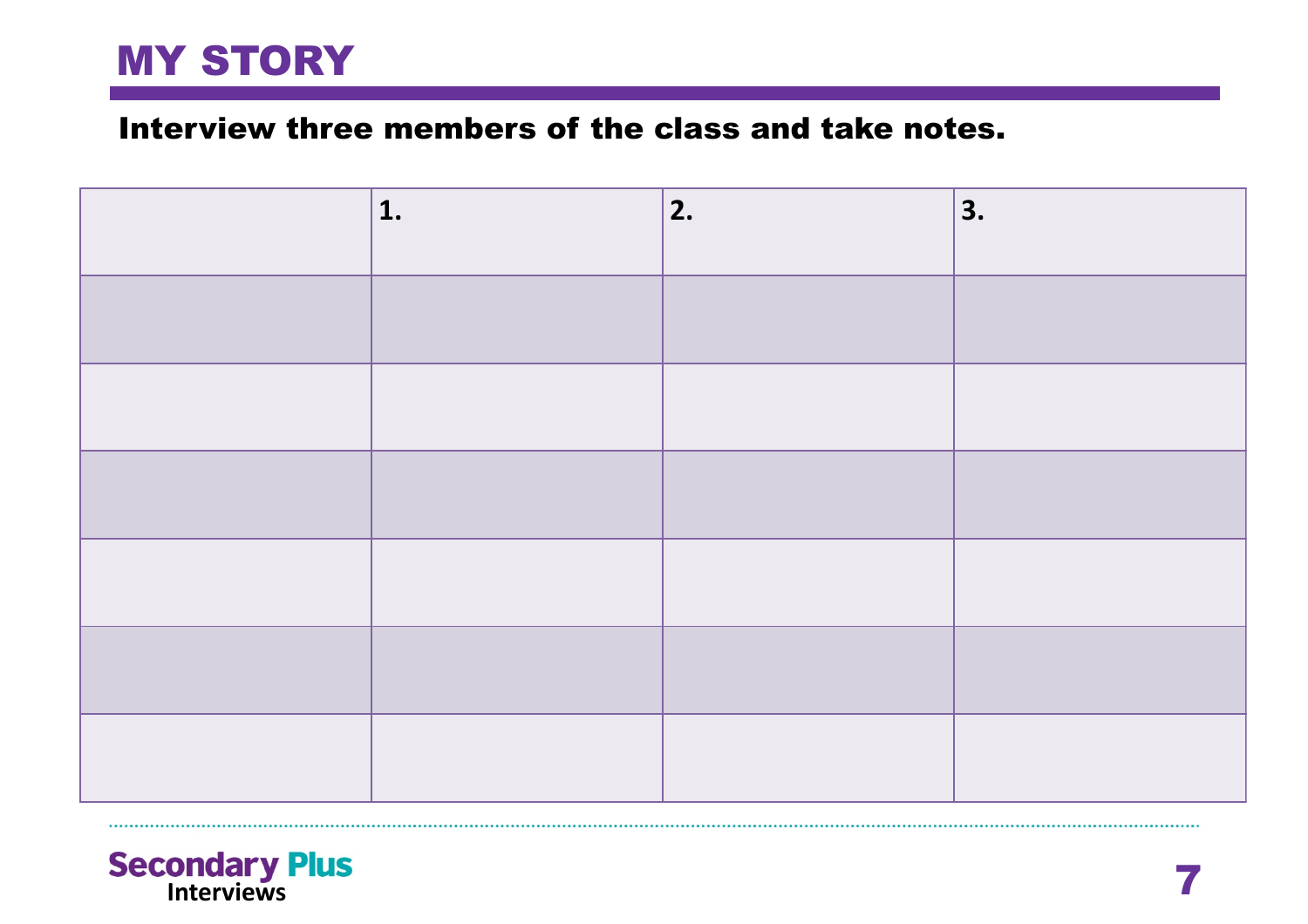# MY STORY

**Interview three members of the class and take notes.**

| | 1. | 2. | 3. |
|---|---|---|---|
| | | | |
| | | | |
| | | | |
| | | | |
| | | | |
| | | | |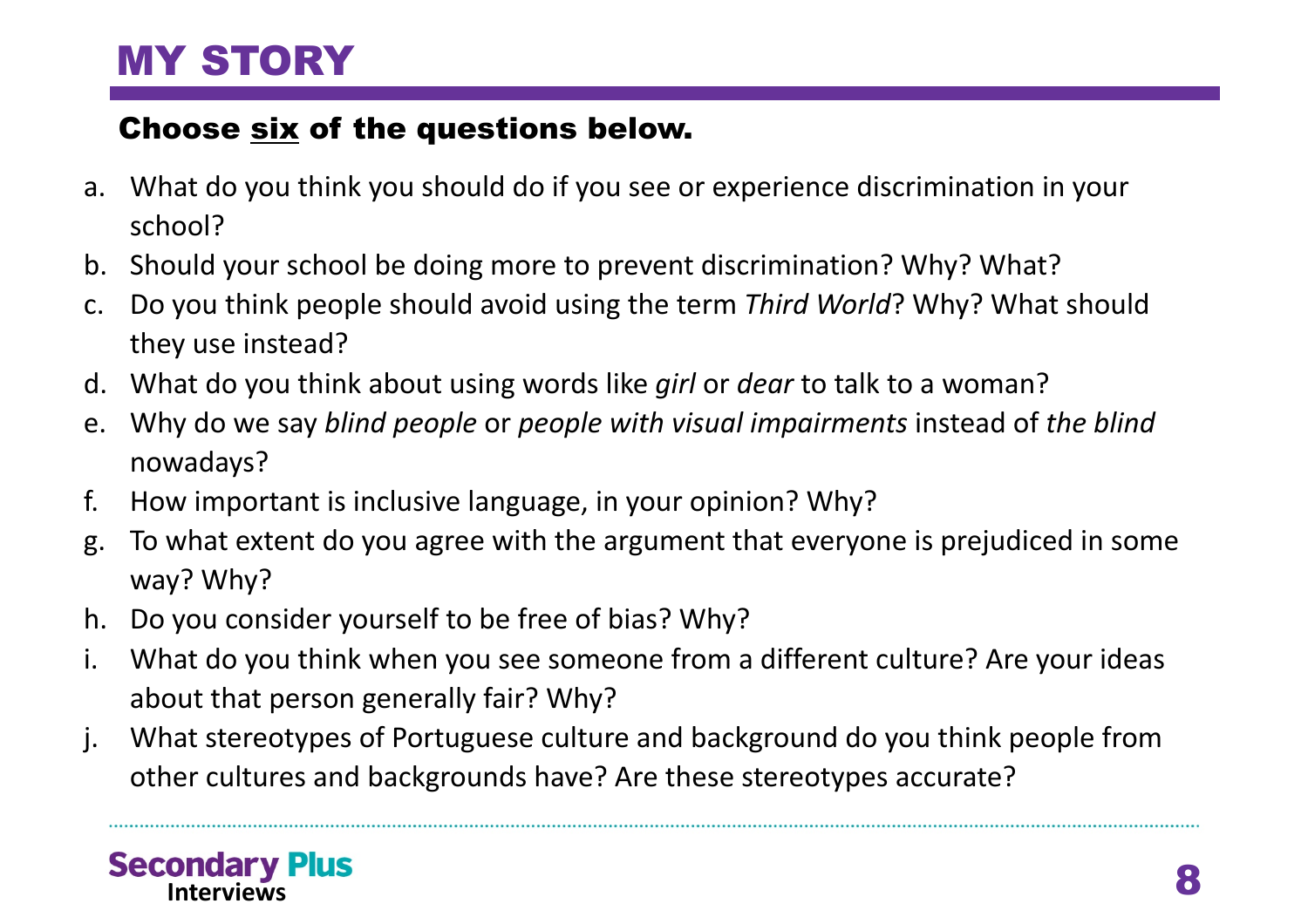# MY STORY

**Choose <u>six</u> of the questions below.**

a. What do you think you should do if you see or experience discrimination in your school?
b. Should your school be doing more to prevent discrimination? Why? What?
c. Do you think people should avoid using the term *Third World*? Why? What should they use instead?
d. What do you think about using words like *girl* or *dear* to talk to a woman?
e. Why do we say *blind people* or *people with visual impairments* instead of *the blind* nowadays?
f. How important is inclusive language, in your opinion? Why?
g. To what extent do you agree with the argument that everyone is prejudiced in some way? Why?
h. Do you consider yourself to be free of bias? Why?
i. What do you think when you see someone from a different culture? Are your ideas about that person generally fair? Why?
j. What stereotypes of Portuguese culture and background do you think people from other cultures and backgrounds have? Are these stereotypes accurate?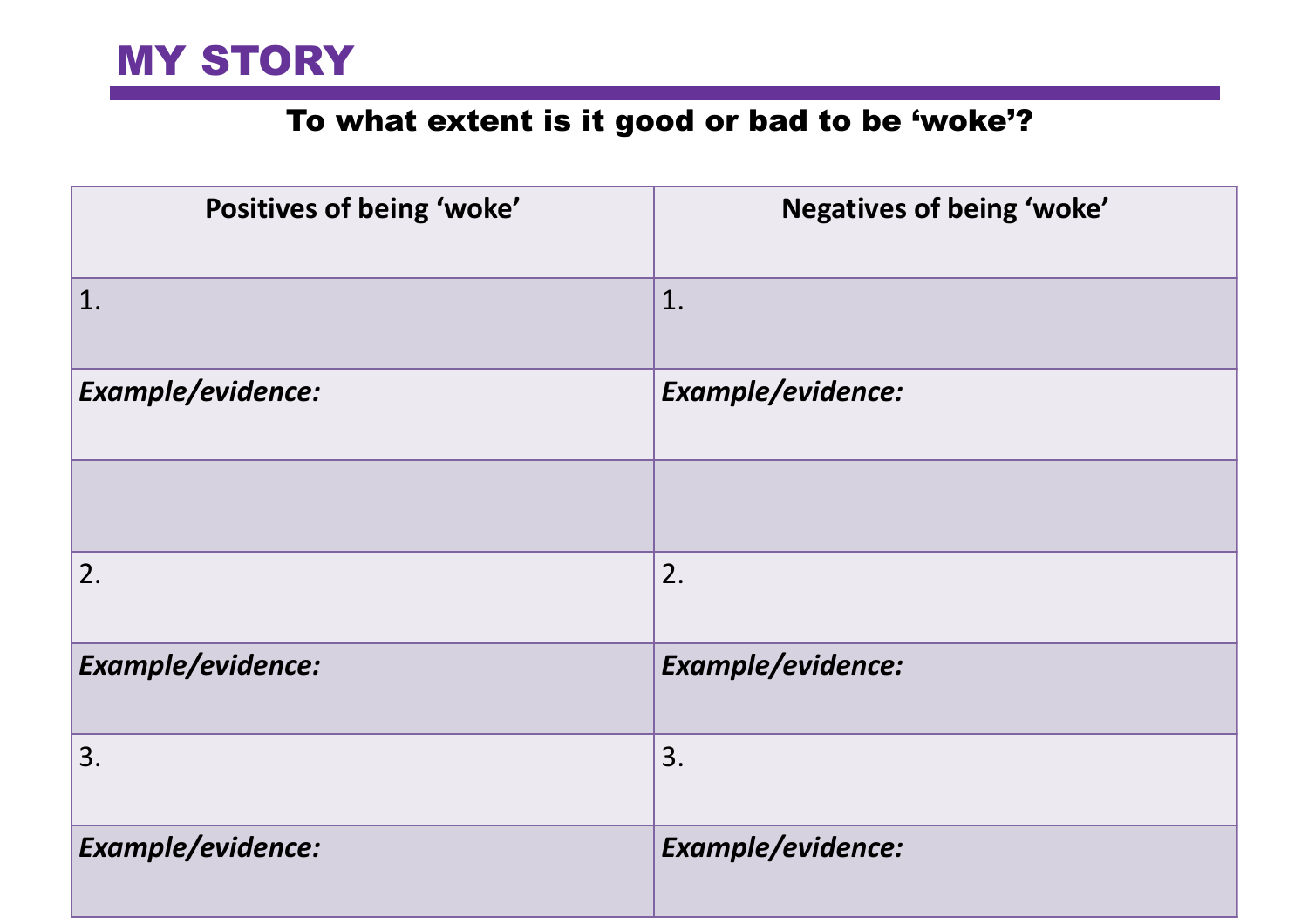# MY STORY

**To what extent is it good or bad to be 'woke'?**

| Positives of being 'woke' | Negatives of being 'woke' |
| --- | --- |
| 1. | 1. |
| ***Example/evidence:*** | ***Example/evidence:*** |
| | |
| 2. | 2. |
| ***Example/evidence:*** | ***Example/evidence:*** |
| 3. | 3. |
| ***Example/evidence:*** | ***Example/evidence:*** |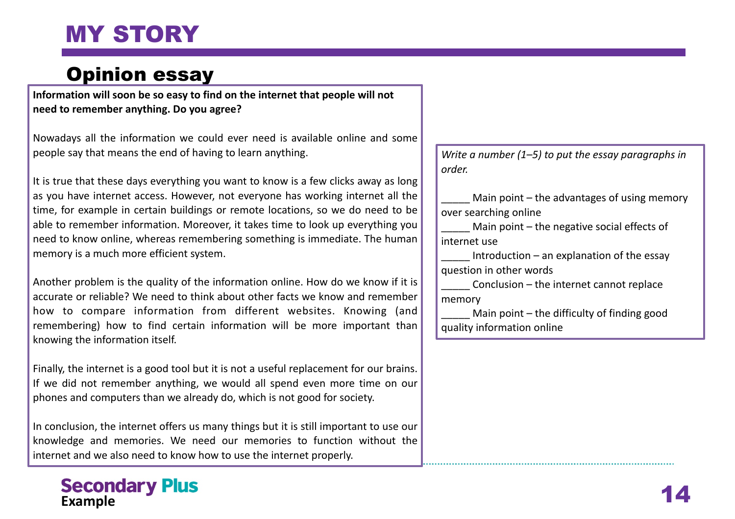# MY STORY

## Opinion essay

**Information will soon be so easy to find on the internet that people will not need to remember anything. Do you agree?**

Nowadays all the information we could ever need is available online and some people say that means the end of having to learn anything.

It is true that these days everything you want to know is a few clicks away as long as you have internet access. However, not everyone has working internet all the time, for example in certain buildings or remote locations, so we do need to be able to remember information. Moreover, it takes time to look up everything you need to know online, whereas remembering something is immediate. The human memory is a much more efficient system.

Another problem is the quality of the information online. How do we know if it is accurate or reliable? We need to think about other facts we know and remember how to compare information from different websites. Knowing (and remembering) how to find certain information will be more important than knowing the information itself.

Finally, the internet is a good tool but it is not a useful replacement for our brains. If we did not remember anything, we would all spend even more time on our phones and computers than we already do, which is not good for society.

In conclusion, the internet offers us many things but it is still important to use our knowledge and memories. We need our memories to function without the internet and we also need to know how to use the internet properly.

*Write a number (1–5) to put the essay paragraphs in order.*

_____ Main point – the advantages of using memory over searching online
_____ Main point – the negative social effects of internet use
_____ Introduction – an explanation of the essay question in other words
_____ Conclusion – the internet cannot replace memory
_____ Main point – the difficulty of finding good quality information online

Secondary Plus
Example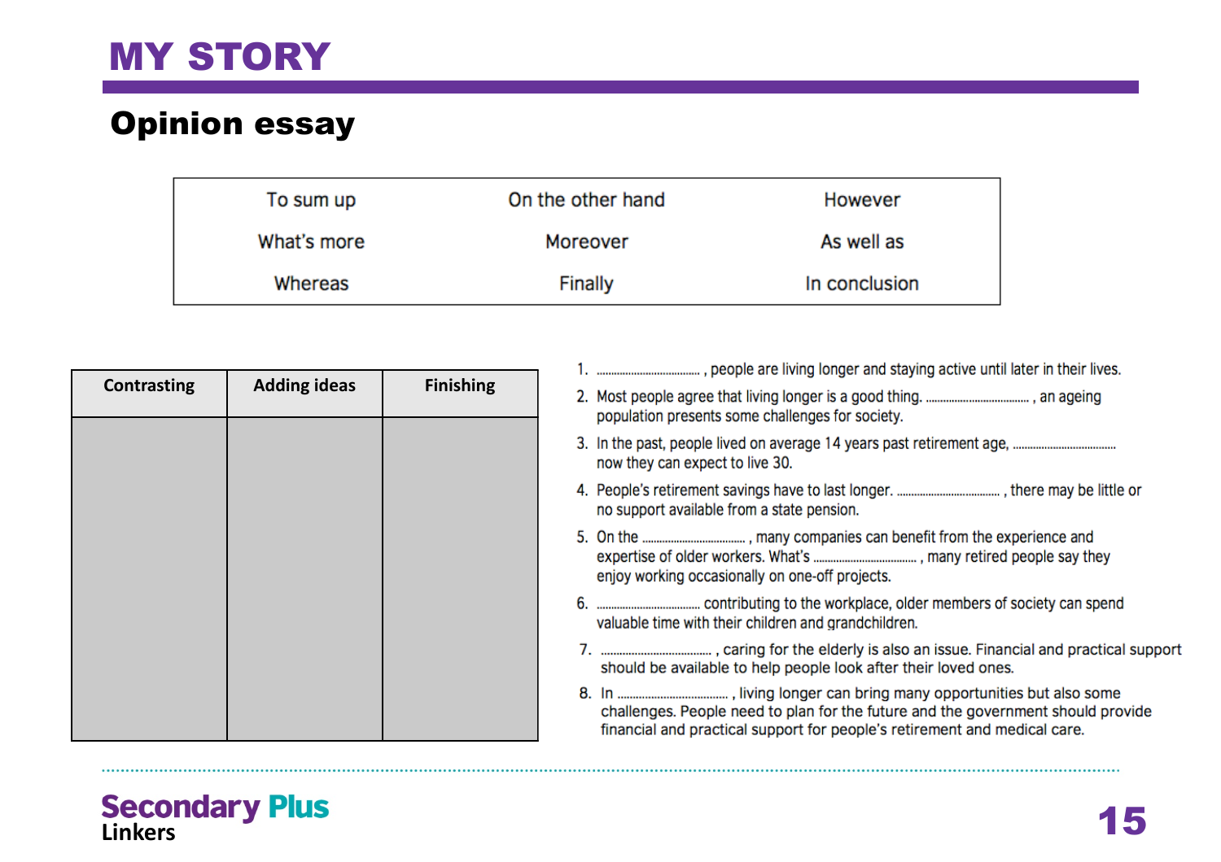# MY STORY

## Opinion essay

| | | |
|---|---|---|
| To sum up | On the other hand | However |
| What's more | Moreover | As well as |
| Whereas | Finally | In conclusion |

| Contrasting | Adding ideas | Finishing |
|---|---|---|
| | | |

1. .................................. , people are living longer and staying active until later in their lives.
2. Most people agree that living longer is a good thing. .................................. , an ageing population presents some challenges for society.
3. In the past, people lived on average 14 years past retirement age, .................................. now they can expect to live 30.
4. People's retirement savings have to last longer. .................................. , there may be little or no support available from a state pension.
5. On the .................................. , many companies can benefit from the experience and expertise of older workers. What's .................................. , many retired people say they enjoy working occasionally on one-off projects.
6. .................................. contributing to the workplace, older members of society can spend valuable time with their children and grandchildren.
7. .................................. , caring for the elderly is also an issue. Financial and practical support should be available to help people look after their loved ones.
8. In .................................. , living longer can bring many opportunities but also some challenges. People need to plan for the future and the government should provide financial and practical support for people's retirement and medical care.

**Secondary Plus**
Linkers